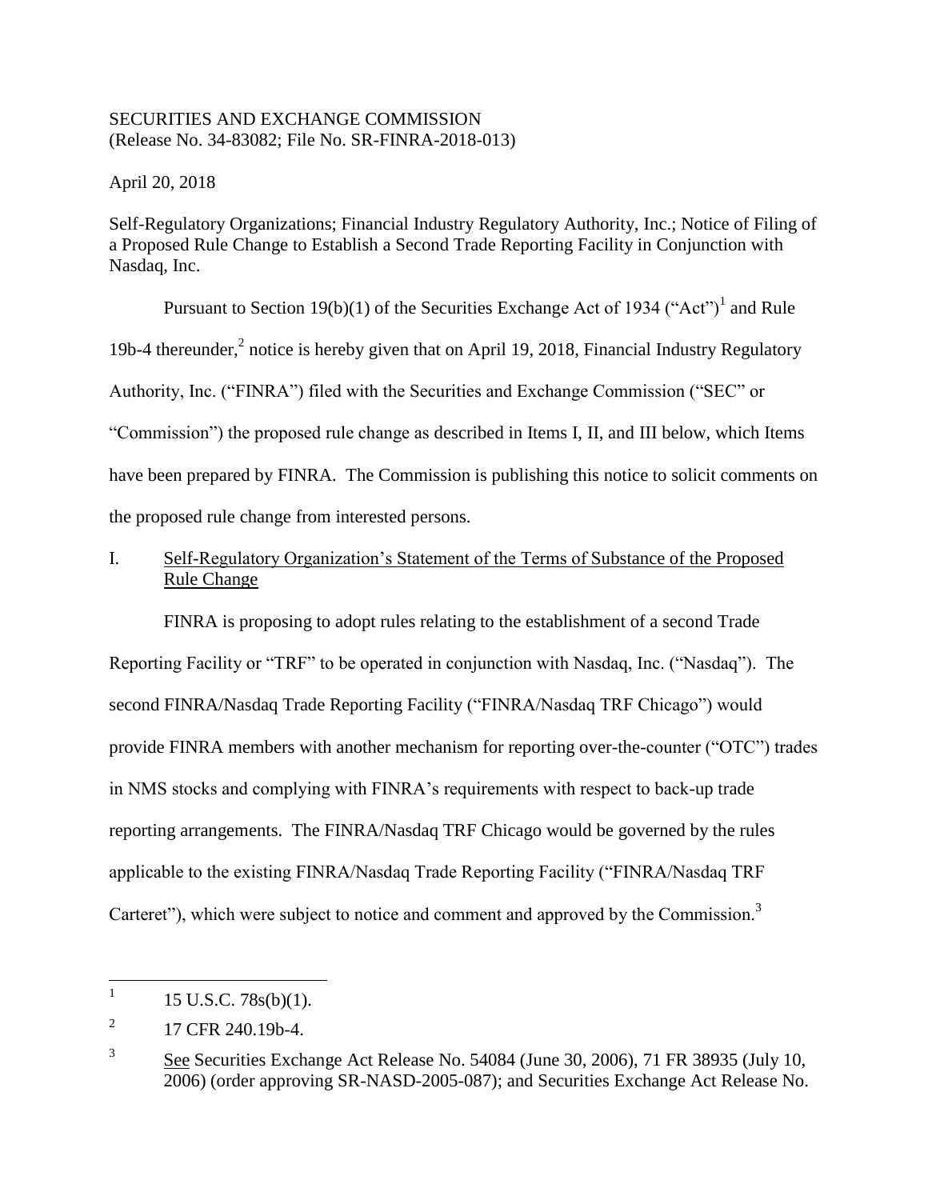SECURITIES AND EXCHANGE COMMISSION
(Release No. 34-83082; File No. SR-FINRA-2018-013)

April 20, 2018

Self-Regulatory Organizations; Financial Industry Regulatory Authority, Inc.; Notice of Filing of a Proposed Rule Change to Establish a Second Trade Reporting Facility in Conjunction with Nasdaq, Inc.

Pursuant to Section 19(b)(1) of the Securities Exchange Act of 1934 ("Act")[1] and Rule 19b-4 thereunder,[2] notice is hereby given that on April 19, 2018, Financial Industry Regulatory Authority, Inc. ("FINRA") filed with the Securities and Exchange Commission ("SEC" or "Commission") the proposed rule change as described in Items I, II, and III below, which Items have been prepared by FINRA. The Commission is publishing this notice to solicit comments on the proposed rule change from interested persons.

## I. Self-Regulatory Organization's Statement of the Terms of Substance of the Proposed Rule Change

FINRA is proposing to adopt rules relating to the establishment of a second Trade Reporting Facility or "TRF" to be operated in conjunction with Nasdaq, Inc. ("Nasdaq"). The second FINRA/Nasdaq Trade Reporting Facility ("FINRA/Nasdaq TRF Chicago") would provide FINRA members with another mechanism for reporting over-the-counter ("OTC") trades in NMS stocks and complying with FINRA's requirements with respect to back-up trade reporting arrangements. The FINRA/Nasdaq TRF Chicago would be governed by the rules applicable to the existing FINRA/Nasdaq Trade Reporting Facility ("FINRA/Nasdaq TRF Carteret"), which were subject to notice and comment and approved by the Commission.[3]

---

[1] 15 U.S.C. 78s(b)(1).

[2] 17 CFR 240.19b-4.

[3] See Securities Exchange Act Release No. 54084 (June 30, 2006), 71 FR 38935 (July 10, 2006) (order approving SR-NASD-2005-087); and Securities Exchange Act Release No.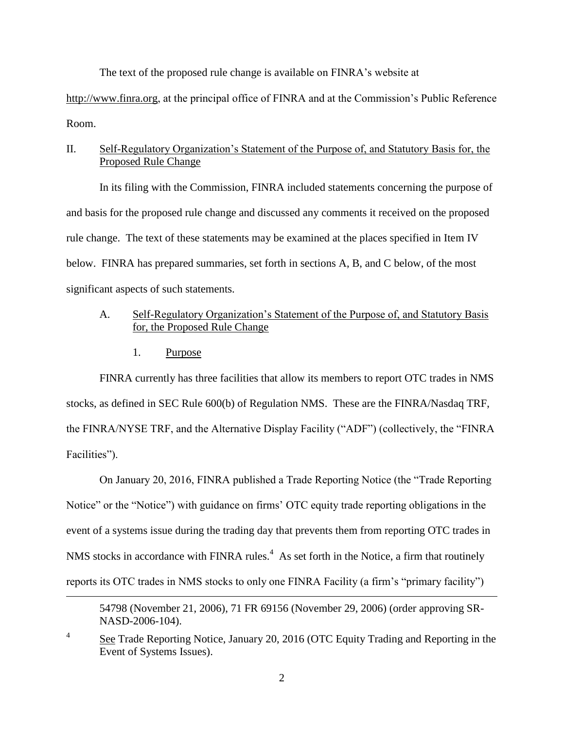The text of the proposed rule change is available on FINRA's website at http://www.finra.org, at the principal office of FINRA and at the Commission's Public Reference Room.

## II. Self-Regulatory Organization's Statement of the Purpose of, and Statutory Basis for, the Proposed Rule Change

In its filing with the Commission, FINRA included statements concerning the purpose of and basis for the proposed rule change and discussed any comments it received on the proposed rule change. The text of these statements may be examined at the places specified in Item IV below. FINRA has prepared summaries, set forth in sections A, B, and C below, of the most significant aspects of such statements.

### A. Self-Regulatory Organization's Statement of the Purpose of, and Statutory Basis for, the Proposed Rule Change

#### 1. Purpose

FINRA currently has three facilities that allow its members to report OTC trades in NMS stocks, as defined in SEC Rule 600(b) of Regulation NMS. These are the FINRA/Nasdaq TRF, the FINRA/NYSE TRF, and the Alternative Display Facility ("ADF") (collectively, the "FINRA Facilities").

On January 20, 2016, FINRA published a Trade Reporting Notice (the "Trade Reporting Notice" or the "Notice") with guidance on firms' OTC equity trade reporting obligations in the event of a systems issue during the trading day that prevents them from reporting OTC trades in NMS stocks in accordance with FINRA rules.[4] As set forth in the Notice, a firm that routinely reports its OTC trades in NMS stocks to only one FINRA Facility (a firm's "primary facility")

---

54798 (November 21, 2006), 71 FR 69156 (November 29, 2006) (order approving SR-NASD-2006-104).

[4] See Trade Reporting Notice, January 20, 2016 (OTC Equity Trading and Reporting in the Event of Systems Issues).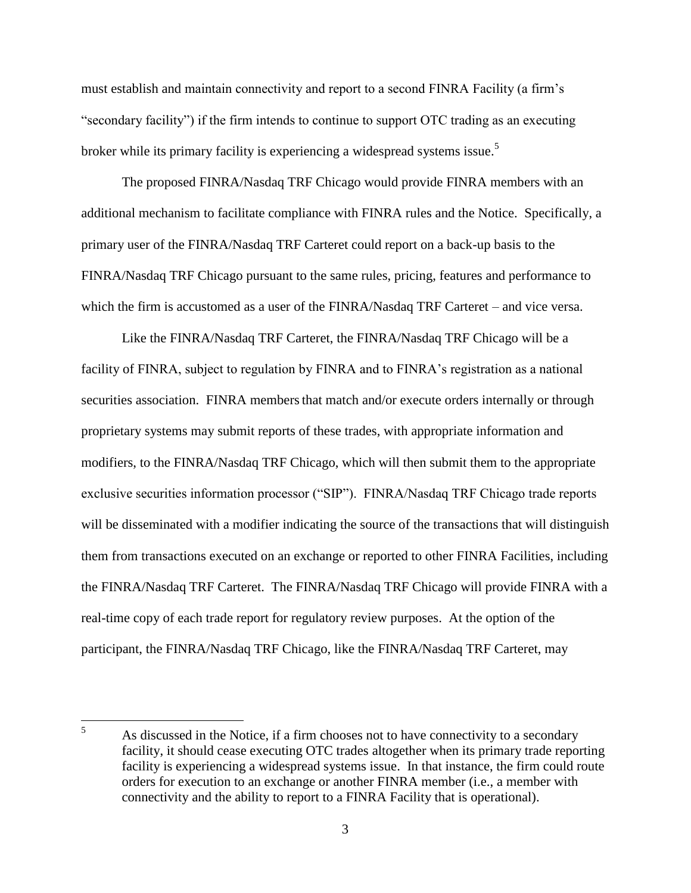must establish and maintain connectivity and report to a second FINRA Facility (a firm's "secondary facility") if the firm intends to continue to support OTC trading as an executing broker while its primary facility is experiencing a widespread systems issue.[5]

The proposed FINRA/Nasdaq TRF Chicago would provide FINRA members with an additional mechanism to facilitate compliance with FINRA rules and the Notice. Specifically, a primary user of the FINRA/Nasdaq TRF Carteret could report on a back-up basis to the FINRA/Nasdaq TRF Chicago pursuant to the same rules, pricing, features and performance to which the firm is accustomed as a user of the FINRA/Nasdaq TRF Carteret – and vice versa.

Like the FINRA/Nasdaq TRF Carteret, the FINRA/Nasdaq TRF Chicago will be a facility of FINRA, subject to regulation by FINRA and to FINRA's registration as a national securities association. FINRA members that match and/or execute orders internally or through proprietary systems may submit reports of these trades, with appropriate information and modifiers, to the FINRA/Nasdaq TRF Chicago, which will then submit them to the appropriate exclusive securities information processor ("SIP"). FINRA/Nasdaq TRF Chicago trade reports will be disseminated with a modifier indicating the source of the transactions that will distinguish them from transactions executed on an exchange or reported to other FINRA Facilities, including the FINRA/Nasdaq TRF Carteret. The FINRA/Nasdaq TRF Chicago will provide FINRA with a real-time copy of each trade report for regulatory review purposes. At the option of the participant, the FINRA/Nasdaq TRF Chicago, like the FINRA/Nasdaq TRF Carteret, may

---

[5] As discussed in the Notice, if a firm chooses not to have connectivity to a secondary facility, it should cease executing OTC trades altogether when its primary trade reporting facility is experiencing a widespread systems issue. In that instance, the firm could route orders for execution to an exchange or another FINRA member (i.e., a member with connectivity and the ability to report to a FINRA Facility that is operational).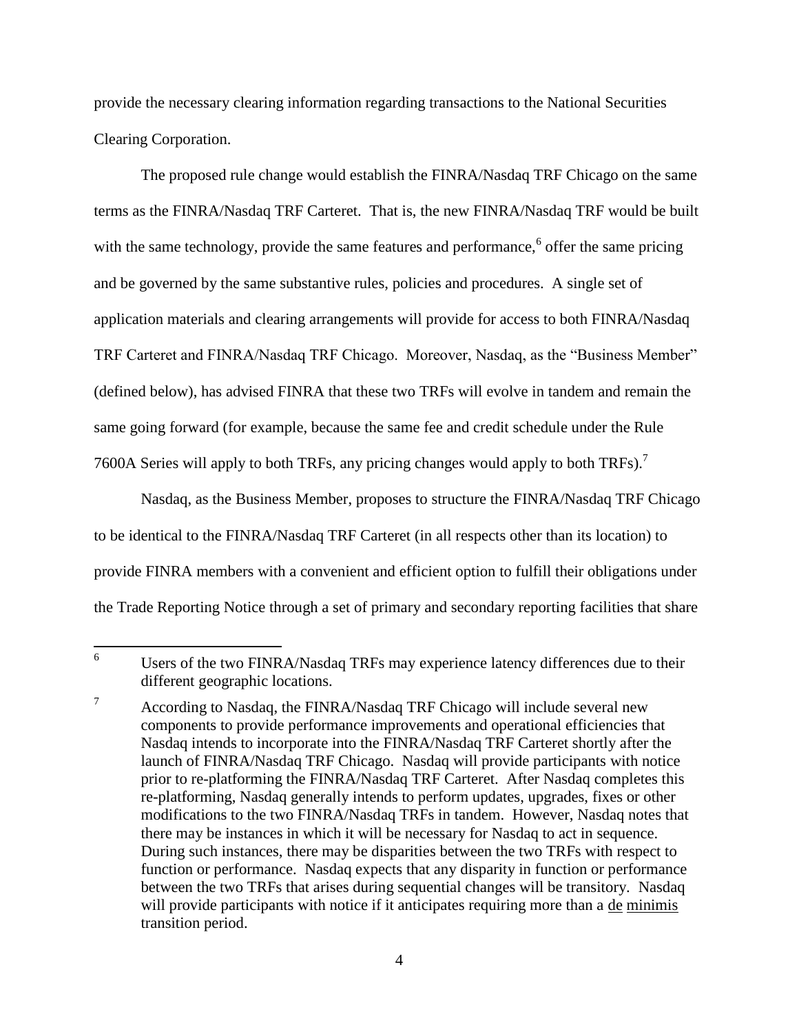provide the necessary clearing information regarding transactions to the National Securities Clearing Corporation.

The proposed rule change would establish the FINRA/Nasdaq TRF Chicago on the same terms as the FINRA/Nasdaq TRF Carteret. That is, the new FINRA/Nasdaq TRF would be built with the same technology, provide the same features and performance,[6] offer the same pricing and be governed by the same substantive rules, policies and procedures. A single set of application materials and clearing arrangements will provide for access to both FINRA/Nasdaq TRF Carteret and FINRA/Nasdaq TRF Chicago. Moreover, Nasdaq, as the "Business Member" (defined below), has advised FINRA that these two TRFs will evolve in tandem and remain the same going forward (for example, because the same fee and credit schedule under the Rule 7600A Series will apply to both TRFs, any pricing changes would apply to both TRFs).[7]

Nasdaq, as the Business Member, proposes to structure the FINRA/Nasdaq TRF Chicago to be identical to the FINRA/Nasdaq TRF Carteret (in all respects other than its location) to provide FINRA members with a convenient and efficient option to fulfill their obligations under the Trade Reporting Notice through a set of primary and secondary reporting facilities that share

---

[6] Users of the two FINRA/Nasdaq TRFs may experience latency differences due to their different geographic locations.

[7] According to Nasdaq, the FINRA/Nasdaq TRF Chicago will include several new components to provide performance improvements and operational efficiencies that Nasdaq intends to incorporate into the FINRA/Nasdaq TRF Carteret shortly after the launch of FINRA/Nasdaq TRF Chicago. Nasdaq will provide participants with notice prior to re-platforming the FINRA/Nasdaq TRF Carteret. After Nasdaq completes this re-platforming, Nasdaq generally intends to perform updates, upgrades, fixes or other modifications to the two FINRA/Nasdaq TRFs in tandem. However, Nasdaq notes that there may be instances in which it will be necessary for Nasdaq to act in sequence. During such instances, there may be disparities between the two TRFs with respect to function or performance. Nasdaq expects that any disparity in function or performance between the two TRFs that arises during sequential changes will be transitory. Nasdaq will provide participants with notice if it anticipates requiring more than a de minimis transition period.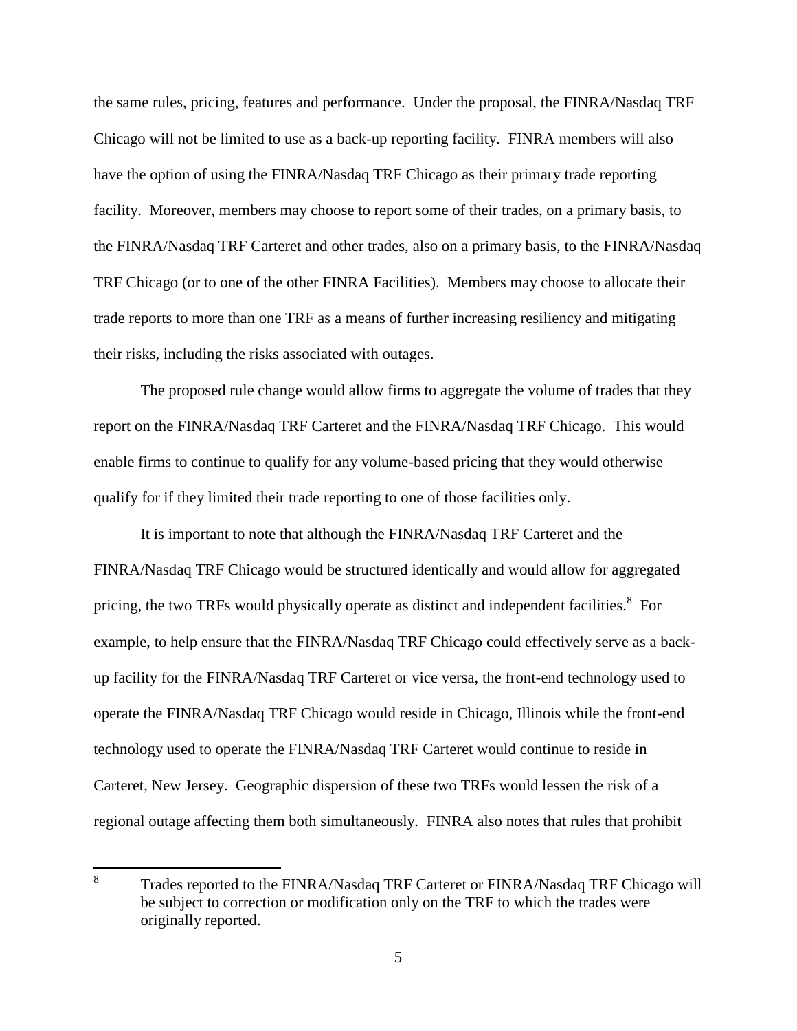the same rules, pricing, features and performance. Under the proposal, the FINRA/Nasdaq TRF Chicago will not be limited to use as a back-up reporting facility. FINRA members will also have the option of using the FINRA/Nasdaq TRF Chicago as their primary trade reporting facility. Moreover, members may choose to report some of their trades, on a primary basis, to the FINRA/Nasdaq TRF Carteret and other trades, also on a primary basis, to the FINRA/Nasdaq TRF Chicago (or to one of the other FINRA Facilities). Members may choose to allocate their trade reports to more than one TRF as a means of further increasing resiliency and mitigating their risks, including the risks associated with outages.

The proposed rule change would allow firms to aggregate the volume of trades that they report on the FINRA/Nasdaq TRF Carteret and the FINRA/Nasdaq TRF Chicago. This would enable firms to continue to qualify for any volume-based pricing that they would otherwise qualify for if they limited their trade reporting to one of those facilities only.

It is important to note that although the FINRA/Nasdaq TRF Carteret and the FINRA/Nasdaq TRF Chicago would be structured identically and would allow for aggregated pricing, the two TRFs would physically operate as distinct and independent facilities.[8] For example, to help ensure that the FINRA/Nasdaq TRF Chicago could effectively serve as a back-up facility for the FINRA/Nasdaq TRF Carteret or vice versa, the front-end technology used to operate the FINRA/Nasdaq TRF Chicago would reside in Chicago, Illinois while the front-end technology used to operate the FINRA/Nasdaq TRF Carteret would continue to reside in Carteret, New Jersey. Geographic dispersion of these two TRFs would lessen the risk of a regional outage affecting them both simultaneously. FINRA also notes that rules that prohibit

---

[8] Trades reported to the FINRA/Nasdaq TRF Carteret or FINRA/Nasdaq TRF Chicago will be subject to correction or modification only on the TRF to which the trades were originally reported.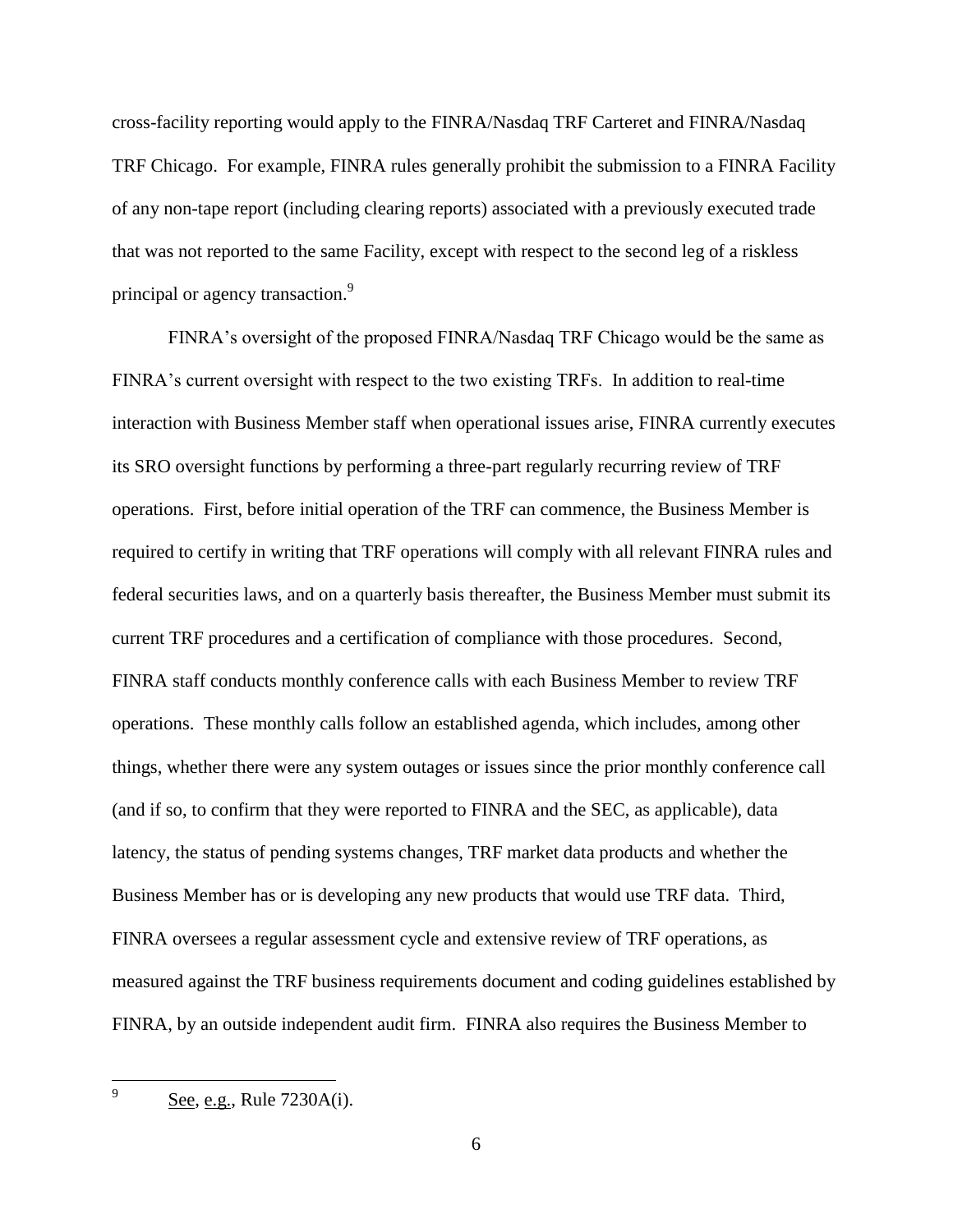cross-facility reporting would apply to the FINRA/Nasdaq TRF Carteret and FINRA/Nasdaq TRF Chicago. For example, FINRA rules generally prohibit the submission to a FINRA Facility of any non-tape report (including clearing reports) associated with a previously executed trade that was not reported to the same Facility, except with respect to the second leg of a riskless principal or agency transaction.[9]

FINRA's oversight of the proposed FINRA/Nasdaq TRF Chicago would be the same as FINRA's current oversight with respect to the two existing TRFs. In addition to real-time interaction with Business Member staff when operational issues arise, FINRA currently executes its SRO oversight functions by performing a three-part regularly recurring review of TRF operations. First, before initial operation of the TRF can commence, the Business Member is required to certify in writing that TRF operations will comply with all relevant FINRA rules and federal securities laws, and on a quarterly basis thereafter, the Business Member must submit its current TRF procedures and a certification of compliance with those procedures. Second, FINRA staff conducts monthly conference calls with each Business Member to review TRF operations. These monthly calls follow an established agenda, which includes, among other things, whether there were any system outages or issues since the prior monthly conference call (and if so, to confirm that they were reported to FINRA and the SEC, as applicable), data latency, the status of pending systems changes, TRF market data products and whether the Business Member has or is developing any new products that would use TRF data. Third, FINRA oversees a regular assessment cycle and extensive review of TRF operations, as measured against the TRF business requirements document and coding guidelines established by FINRA, by an outside independent audit firm. FINRA also requires the Business Member to

---

[9] See, e.g., Rule 7230A(i).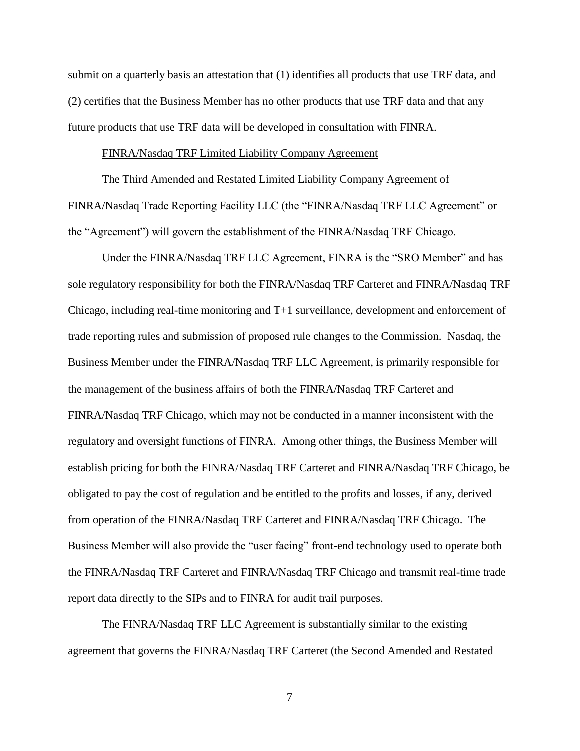submit on a quarterly basis an attestation that (1) identifies all products that use TRF data, and (2) certifies that the Business Member has no other products that use TRF data and that any future products that use TRF data will be developed in consultation with FINRA.

FINRA/Nasdaq TRF Limited Liability Company Agreement

The Third Amended and Restated Limited Liability Company Agreement of FINRA/Nasdaq Trade Reporting Facility LLC (the "FINRA/Nasdaq TRF LLC Agreement" or the "Agreement") will govern the establishment of the FINRA/Nasdaq TRF Chicago.

Under the FINRA/Nasdaq TRF LLC Agreement, FINRA is the "SRO Member" and has sole regulatory responsibility for both the FINRA/Nasdaq TRF Carteret and FINRA/Nasdaq TRF Chicago, including real-time monitoring and T+1 surveillance, development and enforcement of trade reporting rules and submission of proposed rule changes to the Commission. Nasdaq, the Business Member under the FINRA/Nasdaq TRF LLC Agreement, is primarily responsible for the management of the business affairs of both the FINRA/Nasdaq TRF Carteret and FINRA/Nasdaq TRF Chicago, which may not be conducted in a manner inconsistent with the regulatory and oversight functions of FINRA. Among other things, the Business Member will establish pricing for both the FINRA/Nasdaq TRF Carteret and FINRA/Nasdaq TRF Chicago, be obligated to pay the cost of regulation and be entitled to the profits and losses, if any, derived from operation of the FINRA/Nasdaq TRF Carteret and FINRA/Nasdaq TRF Chicago. The Business Member will also provide the "user facing" front-end technology used to operate both the FINRA/Nasdaq TRF Carteret and FINRA/Nasdaq TRF Chicago and transmit real-time trade report data directly to the SIPs and to FINRA for audit trail purposes.

The FINRA/Nasdaq TRF LLC Agreement is substantially similar to the existing agreement that governs the FINRA/Nasdaq TRF Carteret (the Second Amended and Restated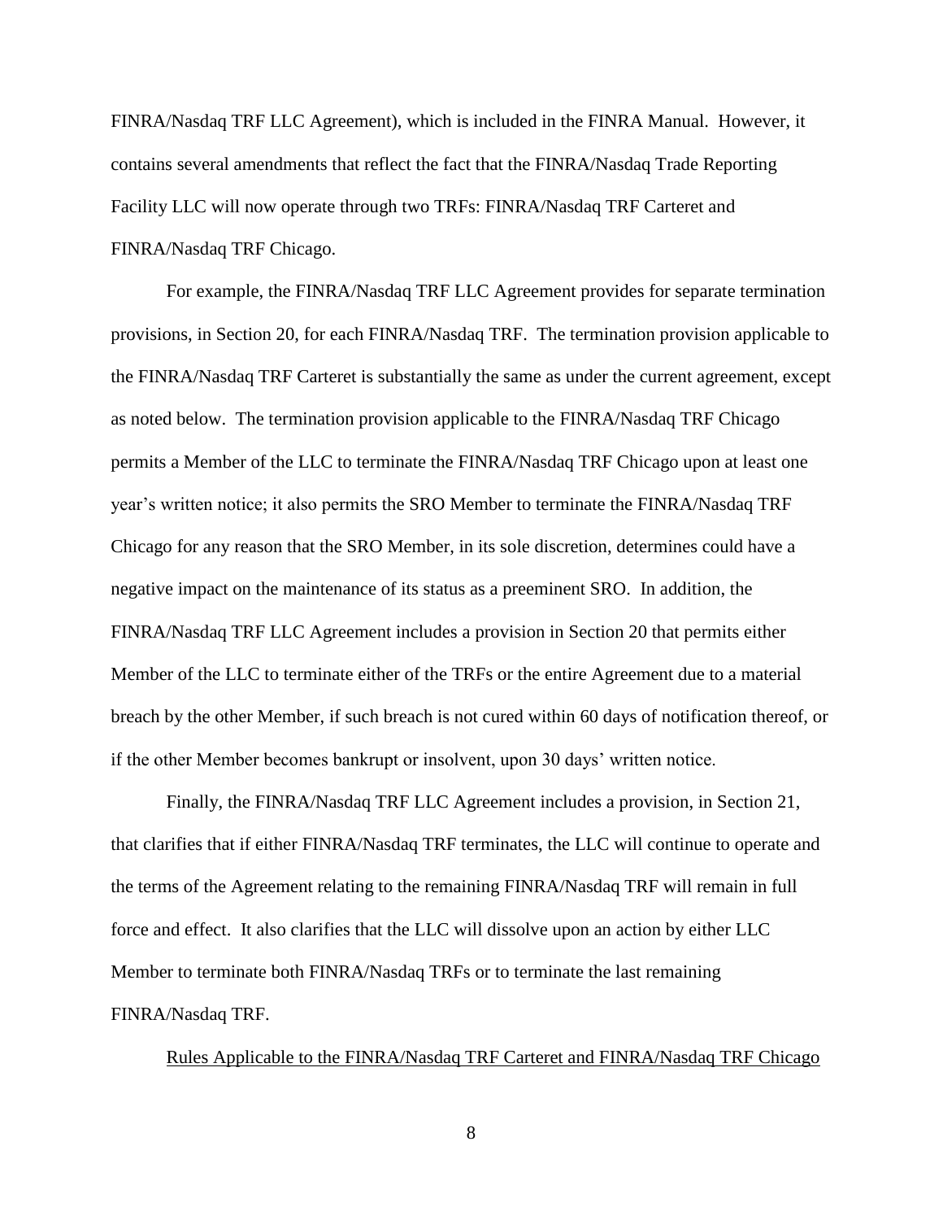FINRA/Nasdaq TRF LLC Agreement), which is included in the FINRA Manual. However, it contains several amendments that reflect the fact that the FINRA/Nasdaq Trade Reporting Facility LLC will now operate through two TRFs: FINRA/Nasdaq TRF Carteret and FINRA/Nasdaq TRF Chicago.

For example, the FINRA/Nasdaq TRF LLC Agreement provides for separate termination provisions, in Section 20, for each FINRA/Nasdaq TRF. The termination provision applicable to the FINRA/Nasdaq TRF Carteret is substantially the same as under the current agreement, except as noted below. The termination provision applicable to the FINRA/Nasdaq TRF Chicago permits a Member of the LLC to terminate the FINRA/Nasdaq TRF Chicago upon at least one year's written notice; it also permits the SRO Member to terminate the FINRA/Nasdaq TRF Chicago for any reason that the SRO Member, in its sole discretion, determines could have a negative impact on the maintenance of its status as a preeminent SRO. In addition, the FINRA/Nasdaq TRF LLC Agreement includes a provision in Section 20 that permits either Member of the LLC to terminate either of the TRFs or the entire Agreement due to a material breach by the other Member, if such breach is not cured within 60 days of notification thereof, or if the other Member becomes bankrupt or insolvent, upon 30 days' written notice.

Finally, the FINRA/Nasdaq TRF LLC Agreement includes a provision, in Section 21, that clarifies that if either FINRA/Nasdaq TRF terminates, the LLC will continue to operate and the terms of the Agreement relating to the remaining FINRA/Nasdaq TRF will remain in full force and effect. It also clarifies that the LLC will dissolve upon an action by either LLC Member to terminate both FINRA/Nasdaq TRFs or to terminate the last remaining FINRA/Nasdaq TRF.

Rules Applicable to the FINRA/Nasdaq TRF Carteret and FINRA/Nasdaq TRF Chicago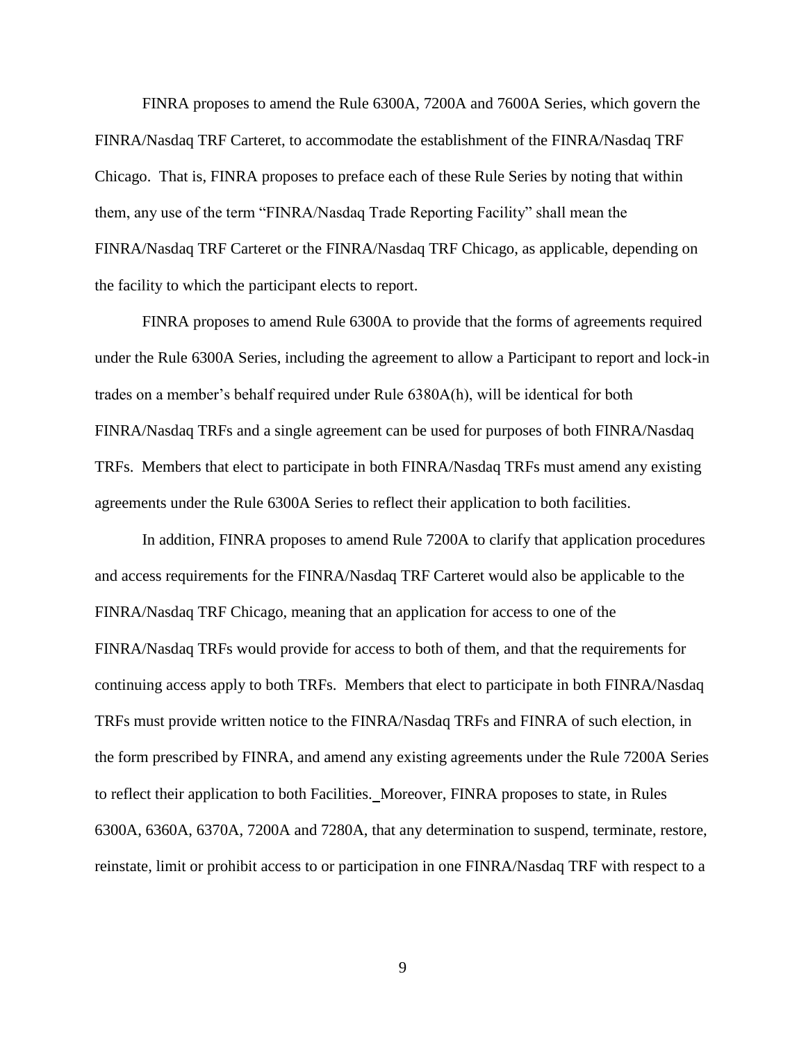FINRA proposes to amend the Rule 6300A, 7200A and 7600A Series, which govern the FINRA/Nasdaq TRF Carteret, to accommodate the establishment of the FINRA/Nasdaq TRF Chicago. That is, FINRA proposes to preface each of these Rule Series by noting that within them, any use of the term "FINRA/Nasdaq Trade Reporting Facility" shall mean the FINRA/Nasdaq TRF Carteret or the FINRA/Nasdaq TRF Chicago, as applicable, depending on the facility to which the participant elects to report.

FINRA proposes to amend Rule 6300A to provide that the forms of agreements required under the Rule 6300A Series, including the agreement to allow a Participant to report and lock-in trades on a member's behalf required under Rule 6380A(h), will be identical for both FINRA/Nasdaq TRFs and a single agreement can be used for purposes of both FINRA/Nasdaq TRFs. Members that elect to participate in both FINRA/Nasdaq TRFs must amend any existing agreements under the Rule 6300A Series to reflect their application to both facilities.

In addition, FINRA proposes to amend Rule 7200A to clarify that application procedures and access requirements for the FINRA/Nasdaq TRF Carteret would also be applicable to the FINRA/Nasdaq TRF Chicago, meaning that an application for access to one of the FINRA/Nasdaq TRFs would provide for access to both of them, and that the requirements for continuing access apply to both TRFs. Members that elect to participate in both FINRA/Nasdaq TRFs must provide written notice to the FINRA/Nasdaq TRFs and FINRA of such election, in the form prescribed by FINRA, and amend any existing agreements under the Rule 7200A Series to reflect their application to both Facilities. Moreover, FINRA proposes to state, in Rules 6300A, 6360A, 6370A, 7200A and 7280A, that any determination to suspend, terminate, restore, reinstate, limit or prohibit access to or participation in one FINRA/Nasdaq TRF with respect to a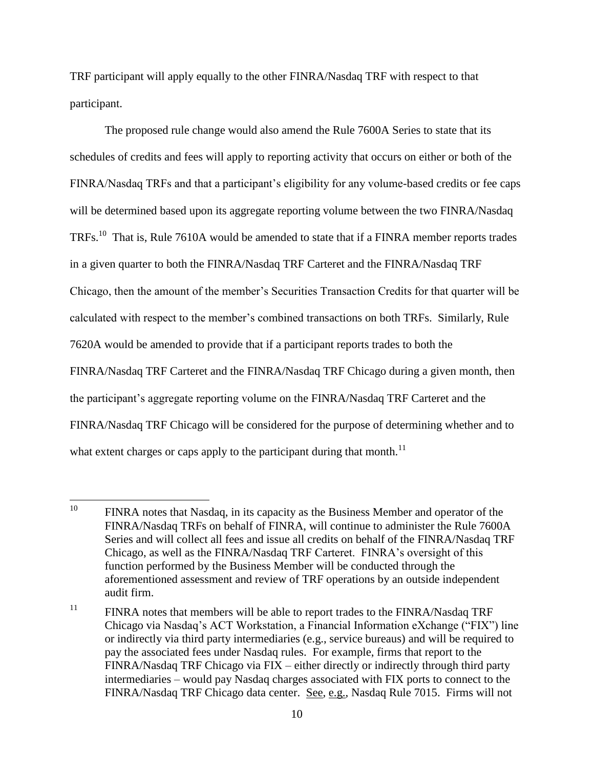TRF participant will apply equally to the other FINRA/Nasdaq TRF with respect to that participant.

The proposed rule change would also amend the Rule 7600A Series to state that its schedules of credits and fees will apply to reporting activity that occurs on either or both of the FINRA/Nasdaq TRFs and that a participant's eligibility for any volume-based credits or fee caps will be determined based upon its aggregate reporting volume between the two FINRA/Nasdaq TRFs.[10] That is, Rule 7610A would be amended to state that if a FINRA member reports trades in a given quarter to both the FINRA/Nasdaq TRF Carteret and the FINRA/Nasdaq TRF Chicago, then the amount of the member's Securities Transaction Credits for that quarter will be calculated with respect to the member's combined transactions on both TRFs. Similarly, Rule 7620A would be amended to provide that if a participant reports trades to both the FINRA/Nasdaq TRF Carteret and the FINRA/Nasdaq TRF Chicago during a given month, then the participant's aggregate reporting volume on the FINRA/Nasdaq TRF Carteret and the FINRA/Nasdaq TRF Chicago will be considered for the purpose of determining whether and to what extent charges or caps apply to the participant during that month.[11]

---

[10] FINRA notes that Nasdaq, in its capacity as the Business Member and operator of the FINRA/Nasdaq TRFs on behalf of FINRA, will continue to administer the Rule 7600A Series and will collect all fees and issue all credits on behalf of the FINRA/Nasdaq TRF Chicago, as well as the FINRA/Nasdaq TRF Carteret. FINRA's oversight of this function performed by the Business Member will be conducted through the aforementioned assessment and review of TRF operations by an outside independent audit firm.

[11] FINRA notes that members will be able to report trades to the FINRA/Nasdaq TRF Chicago via Nasdaq's ACT Workstation, a Financial Information eXchange ("FIX") line or indirectly via third party intermediaries (e.g., service bureaus) and will be required to pay the associated fees under Nasdaq rules. For example, firms that report to the FINRA/Nasdaq TRF Chicago via FIX – either directly or indirectly through third party intermediaries – would pay Nasdaq charges associated with FIX ports to connect to the FINRA/Nasdaq TRF Chicago data center. See, e.g., Nasdaq Rule 7015. Firms will not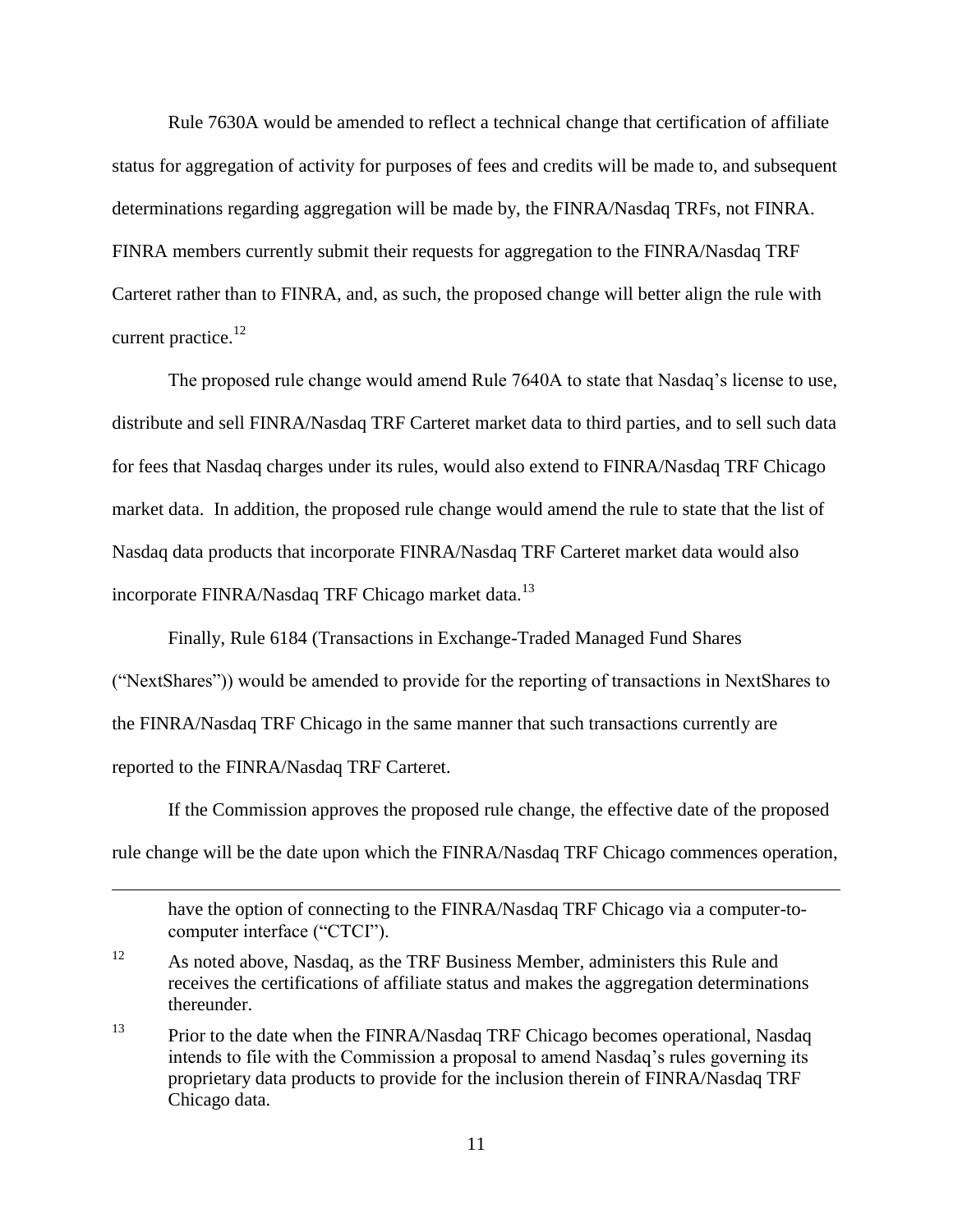Rule 7630A would be amended to reflect a technical change that certification of affiliate status for aggregation of activity for purposes of fees and credits will be made to, and subsequent determinations regarding aggregation will be made by, the FINRA/Nasdaq TRFs, not FINRA. FINRA members currently submit their requests for aggregation to the FINRA/Nasdaq TRF Carteret rather than to FINRA, and, as such, the proposed change will better align the rule with current practice.[12]

The proposed rule change would amend Rule 7640A to state that Nasdaq's license to use, distribute and sell FINRA/Nasdaq TRF Carteret market data to third parties, and to sell such data for fees that Nasdaq charges under its rules, would also extend to FINRA/Nasdaq TRF Chicago market data. In addition, the proposed rule change would amend the rule to state that the list of Nasdaq data products that incorporate FINRA/Nasdaq TRF Carteret market data would also incorporate FINRA/Nasdaq TRF Chicago market data.[13]

Finally, Rule 6184 (Transactions in Exchange-Traded Managed Fund Shares ("NextShares")) would be amended to provide for the reporting of transactions in NextShares to the FINRA/Nasdaq TRF Chicago in the same manner that such transactions currently are reported to the FINRA/Nasdaq TRF Carteret.

If the Commission approves the proposed rule change, the effective date of the proposed rule change will be the date upon which the FINRA/Nasdaq TRF Chicago commences operation,

---

have the option of connecting to the FINRA/Nasdaq TRF Chicago via a computer-to-computer interface ("CTCI").

[12] As noted above, Nasdaq, as the TRF Business Member, administers this Rule and receives the certifications of affiliate status and makes the aggregation determinations thereunder.

[13] Prior to the date when the FINRA/Nasdaq TRF Chicago becomes operational, Nasdaq intends to file with the Commission a proposal to amend Nasdaq's rules governing its proprietary data products to provide for the inclusion therein of FINRA/Nasdaq TRF Chicago data.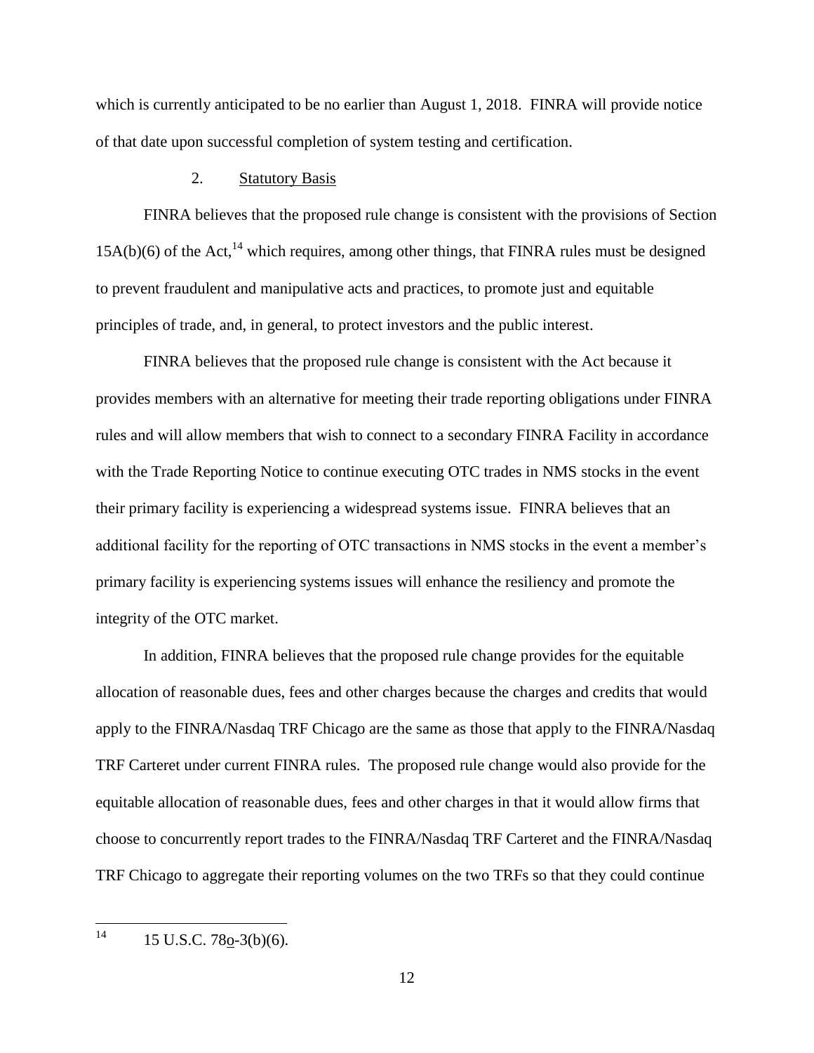which is currently anticipated to be no earlier than August 1, 2018. FINRA will provide notice of that date upon successful completion of system testing and certification.

2. Statutory Basis

FINRA believes that the proposed rule change is consistent with the provisions of Section 15A(b)(6) of the Act,[14] which requires, among other things, that FINRA rules must be designed to prevent fraudulent and manipulative acts and practices, to promote just and equitable principles of trade, and, in general, to protect investors and the public interest.

FINRA believes that the proposed rule change is consistent with the Act because it provides members with an alternative for meeting their trade reporting obligations under FINRA rules and will allow members that wish to connect to a secondary FINRA Facility in accordance with the Trade Reporting Notice to continue executing OTC trades in NMS stocks in the event their primary facility is experiencing a widespread systems issue. FINRA believes that an additional facility for the reporting of OTC transactions in NMS stocks in the event a member's primary facility is experiencing systems issues will enhance the resiliency and promote the integrity of the OTC market.

In addition, FINRA believes that the proposed rule change provides for the equitable allocation of reasonable dues, fees and other charges because the charges and credits that would apply to the FINRA/Nasdaq TRF Chicago are the same as those that apply to the FINRA/Nasdaq TRF Carteret under current FINRA rules. The proposed rule change would also provide for the equitable allocation of reasonable dues, fees and other charges in that it would allow firms that choose to concurrently report trades to the FINRA/Nasdaq TRF Carteret and the FINRA/Nasdaq TRF Chicago to aggregate their reporting volumes on the two TRFs so that they could continue

---

[14] 15 U.S.C. 78o-3(b)(6).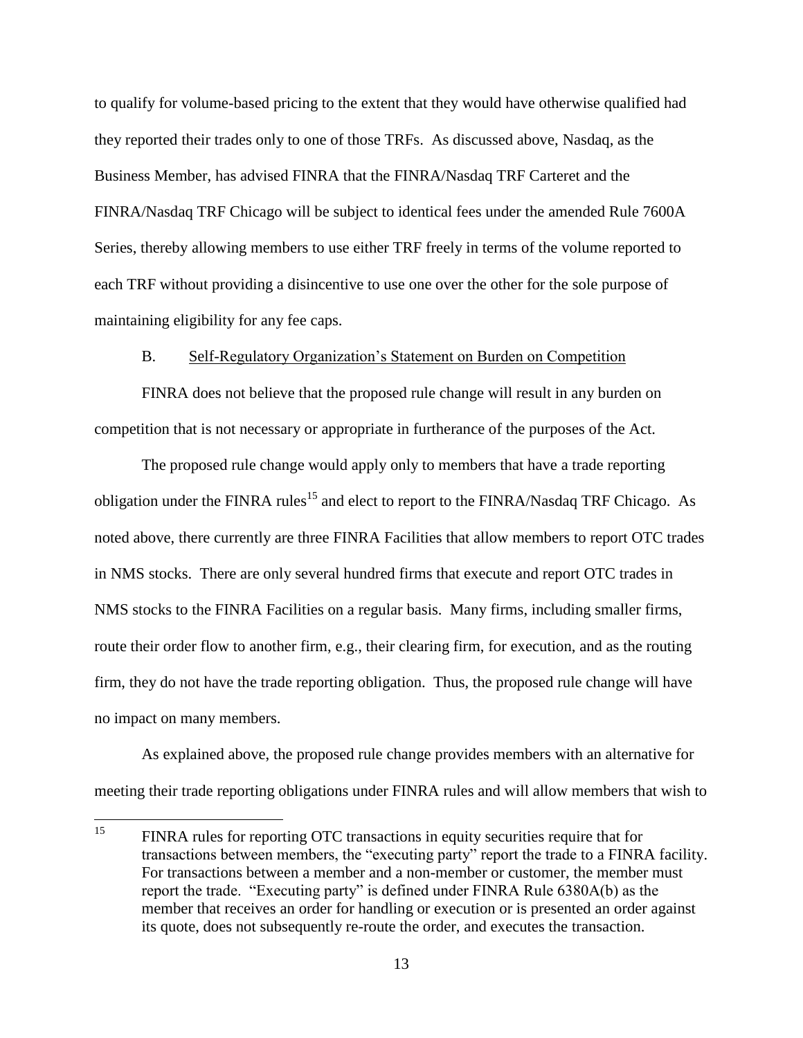to qualify for volume-based pricing to the extent that they would have otherwise qualified had they reported their trades only to one of those TRFs. As discussed above, Nasdaq, as the Business Member, has advised FINRA that the FINRA/Nasdaq TRF Carteret and the FINRA/Nasdaq TRF Chicago will be subject to identical fees under the amended Rule 7600A Series, thereby allowing members to use either TRF freely in terms of the volume reported to each TRF without providing a disincentive to use one over the other for the sole purpose of maintaining eligibility for any fee caps.

B. Self-Regulatory Organization's Statement on Burden on Competition

FINRA does not believe that the proposed rule change will result in any burden on competition that is not necessary or appropriate in furtherance of the purposes of the Act.

The proposed rule change would apply only to members that have a trade reporting obligation under the FINRA rules[15] and elect to report to the FINRA/Nasdaq TRF Chicago. As noted above, there currently are three FINRA Facilities that allow members to report OTC trades in NMS stocks. There are only several hundred firms that execute and report OTC trades in NMS stocks to the FINRA Facilities on a regular basis. Many firms, including smaller firms, route their order flow to another firm, e.g., their clearing firm, for execution, and as the routing firm, they do not have the trade reporting obligation. Thus, the proposed rule change will have no impact on many members.

As explained above, the proposed rule change provides members with an alternative for meeting their trade reporting obligations under FINRA rules and will allow members that wish to

---

[15] FINRA rules for reporting OTC transactions in equity securities require that for transactions between members, the "executing party" report the trade to a FINRA facility. For transactions between a member and a non-member or customer, the member must report the trade. "Executing party" is defined under FINRA Rule 6380A(b) as the member that receives an order for handling or execution or is presented an order against its quote, does not subsequently re-route the order, and executes the transaction.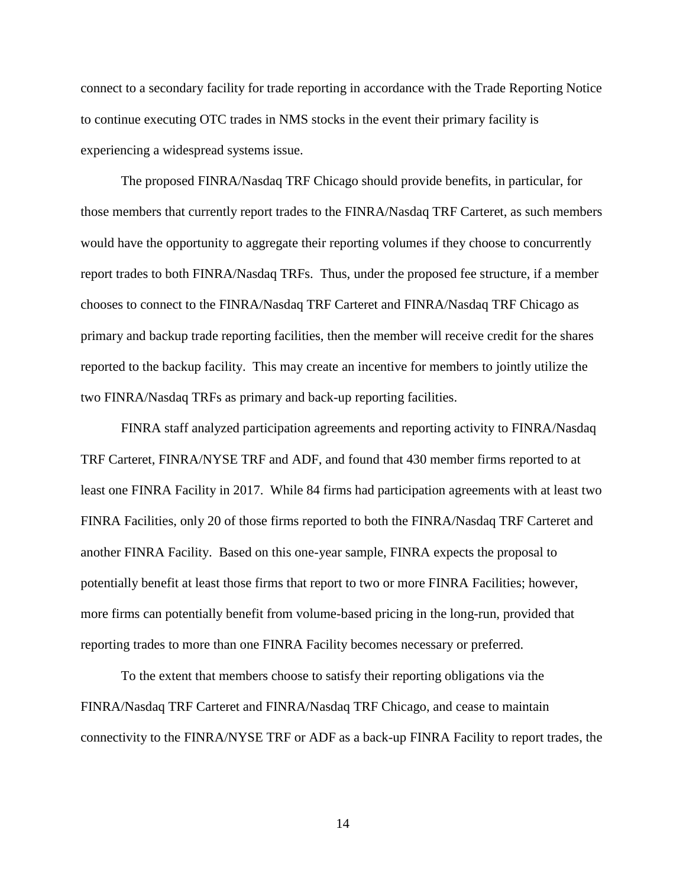connect to a secondary facility for trade reporting in accordance with the Trade Reporting Notice to continue executing OTC trades in NMS stocks in the event their primary facility is experiencing a widespread systems issue.

The proposed FINRA/Nasdaq TRF Chicago should provide benefits, in particular, for those members that currently report trades to the FINRA/Nasdaq TRF Carteret, as such members would have the opportunity to aggregate their reporting volumes if they choose to concurrently report trades to both FINRA/Nasdaq TRFs. Thus, under the proposed fee structure, if a member chooses to connect to the FINRA/Nasdaq TRF Carteret and FINRA/Nasdaq TRF Chicago as primary and backup trade reporting facilities, then the member will receive credit for the shares reported to the backup facility. This may create an incentive for members to jointly utilize the two FINRA/Nasdaq TRFs as primary and back-up reporting facilities.

FINRA staff analyzed participation agreements and reporting activity to FINRA/Nasdaq TRF Carteret, FINRA/NYSE TRF and ADF, and found that 430 member firms reported to at least one FINRA Facility in 2017. While 84 firms had participation agreements with at least two FINRA Facilities, only 20 of those firms reported to both the FINRA/Nasdaq TRF Carteret and another FINRA Facility. Based on this one-year sample, FINRA expects the proposal to potentially benefit at least those firms that report to two or more FINRA Facilities; however, more firms can potentially benefit from volume-based pricing in the long-run, provided that reporting trades to more than one FINRA Facility becomes necessary or preferred.

To the extent that members choose to satisfy their reporting obligations via the FINRA/Nasdaq TRF Carteret and FINRA/Nasdaq TRF Chicago, and cease to maintain connectivity to the FINRA/NYSE TRF or ADF as a back-up FINRA Facility to report trades, the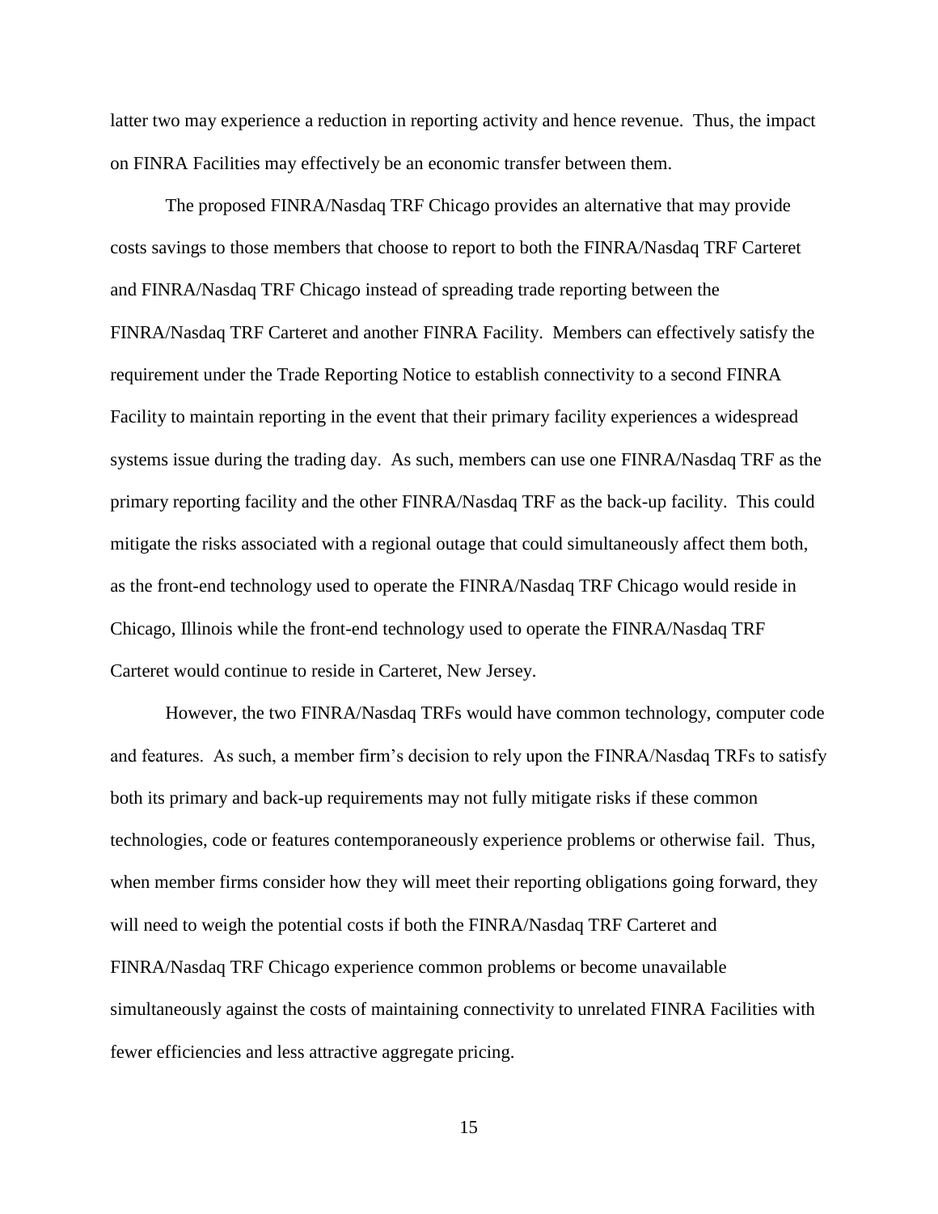latter two may experience a reduction in reporting activity and hence revenue. Thus, the impact on FINRA Facilities may effectively be an economic transfer between them.

The proposed FINRA/Nasdaq TRF Chicago provides an alternative that may provide costs savings to those members that choose to report to both the FINRA/Nasdaq TRF Carteret and FINRA/Nasdaq TRF Chicago instead of spreading trade reporting between the FINRA/Nasdaq TRF Carteret and another FINRA Facility. Members can effectively satisfy the requirement under the Trade Reporting Notice to establish connectivity to a second FINRA Facility to maintain reporting in the event that their primary facility experiences a widespread systems issue during the trading day. As such, members can use one FINRA/Nasdaq TRF as the primary reporting facility and the other FINRA/Nasdaq TRF as the back-up facility. This could mitigate the risks associated with a regional outage that could simultaneously affect them both, as the front-end technology used to operate the FINRA/Nasdaq TRF Chicago would reside in Chicago, Illinois while the front-end technology used to operate the FINRA/Nasdaq TRF Carteret would continue to reside in Carteret, New Jersey.

However, the two FINRA/Nasdaq TRFs would have common technology, computer code and features. As such, a member firm's decision to rely upon the FINRA/Nasdaq TRFs to satisfy both its primary and back-up requirements may not fully mitigate risks if these common technologies, code or features contemporaneously experience problems or otherwise fail. Thus, when member firms consider how they will meet their reporting obligations going forward, they will need to weigh the potential costs if both the FINRA/Nasdaq TRF Carteret and FINRA/Nasdaq TRF Chicago experience common problems or become unavailable simultaneously against the costs of maintaining connectivity to unrelated FINRA Facilities with fewer efficiencies and less attractive aggregate pricing.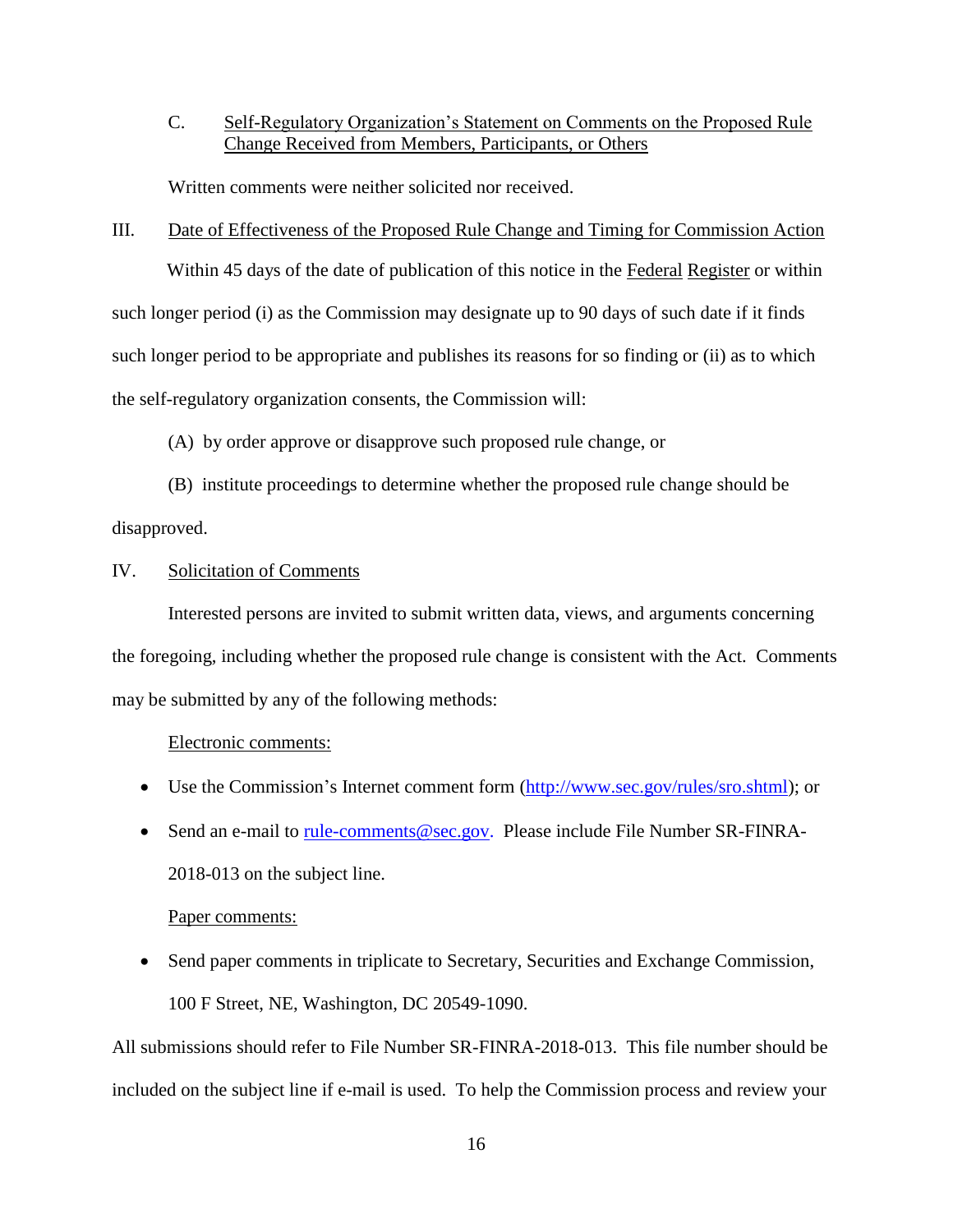C. Self-Regulatory Organization's Statement on Comments on the Proposed Rule Change Received from Members, Participants, or Others

Written comments were neither solicited nor received.

III. Date of Effectiveness of the Proposed Rule Change and Timing for Commission Action

Within 45 days of the date of publication of this notice in the Federal Register or within such longer period (i) as the Commission may designate up to 90 days of such date if it finds such longer period to be appropriate and publishes its reasons for so finding or (ii) as to which the self-regulatory organization consents, the Commission will:

(A) by order approve or disapprove such proposed rule change, or

(B) institute proceedings to determine whether the proposed rule change should be disapproved.

IV. Solicitation of Comments

Interested persons are invited to submit written data, views, and arguments concerning the foregoing, including whether the proposed rule change is consistent with the Act. Comments may be submitted by any of the following methods:

Electronic comments:

- Use the Commission's Internet comment form (http://www.sec.gov/rules/sro.shtml); or
- Send an e-mail to rule-comments@sec.gov. Please include File Number SR-FINRA-2018-013 on the subject line.

Paper comments:

- Send paper comments in triplicate to Secretary, Securities and Exchange Commission, 100 F Street, NE, Washington, DC 20549-1090.

All submissions should refer to File Number SR-FINRA-2018-013. This file number should be included on the subject line if e-mail is used. To help the Commission process and review your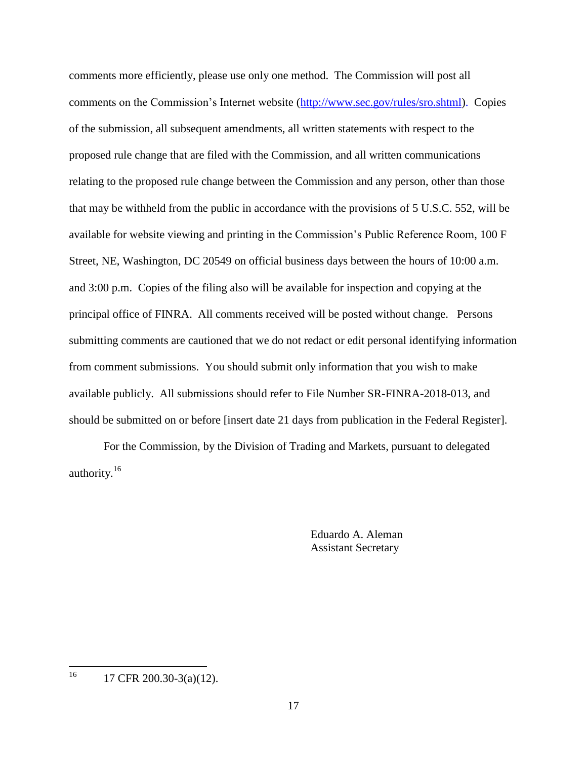comments more efficiently, please use only one method. The Commission will post all comments on the Commission's Internet website (http://www.sec.gov/rules/sro.shtml). Copies of the submission, all subsequent amendments, all written statements with respect to the proposed rule change that are filed with the Commission, and all written communications relating to the proposed rule change between the Commission and any person, other than those that may be withheld from the public in accordance with the provisions of 5 U.S.C. 552, will be available for website viewing and printing in the Commission's Public Reference Room, 100 F Street, NE, Washington, DC 20549 on official business days between the hours of 10:00 a.m. and 3:00 p.m. Copies of the filing also will be available for inspection and copying at the principal office of FINRA. All comments received will be posted without change. Persons submitting comments are cautioned that we do not redact or edit personal identifying information from comment submissions. You should submit only information that you wish to make available publicly. All submissions should refer to File Number SR-FINRA-2018-013, and should be submitted on or before [insert date 21 days from publication in the Federal Register].

For the Commission, by the Division of Trading and Markets, pursuant to delegated authority.[16]

Eduardo A. Aleman
Assistant Secretary

---

[16] 17 CFR 200.30-3(a)(12).